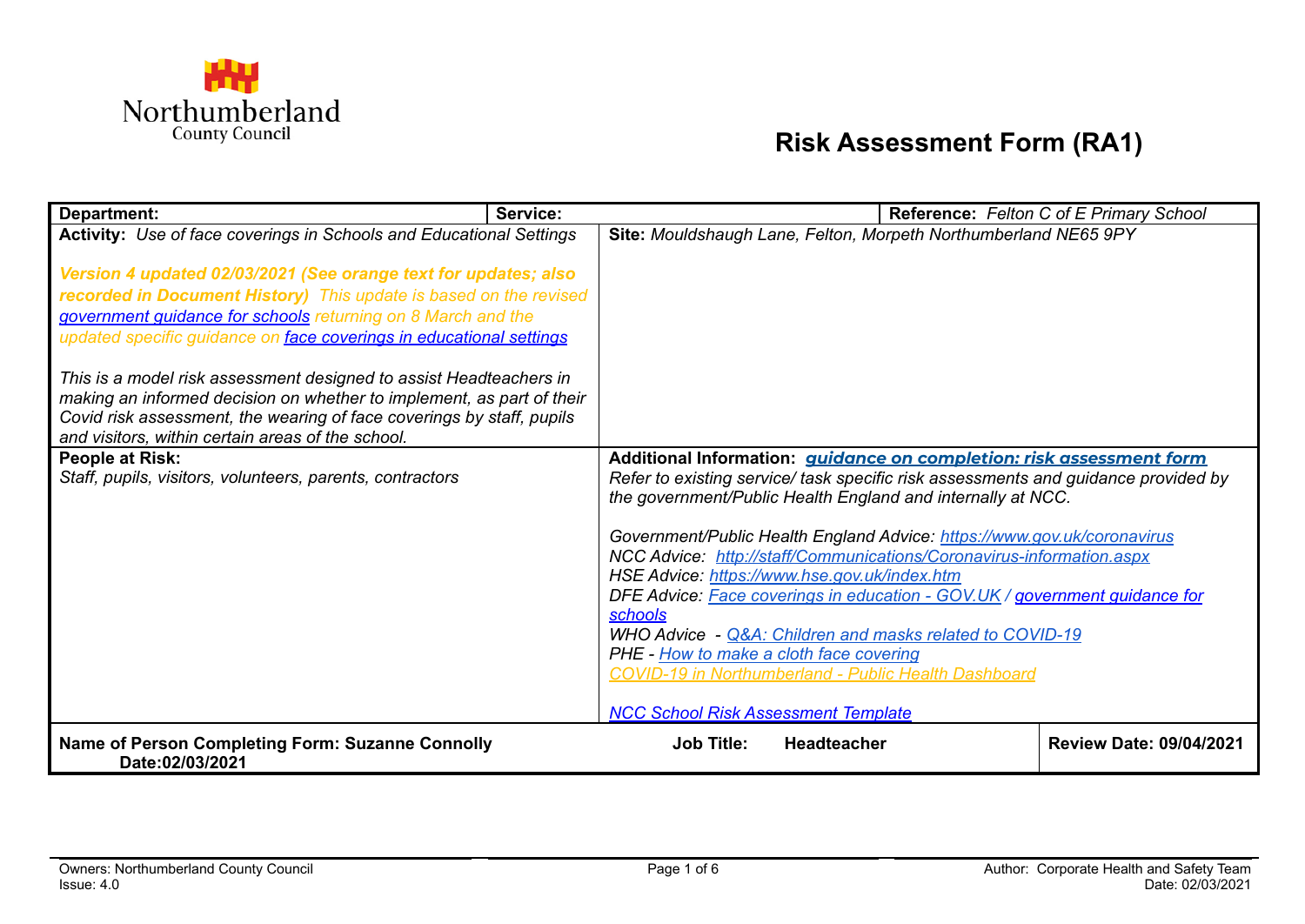Northumberland County Council

# Risk Assessment Form (RA1)

| | |
|---|---|
| **Department:** &nbsp;&nbsp;&nbsp;&nbsp; **Service:** | **Reference:** *Felton C of E Primary School* |
| **Activity:** *Use of face coverings in Schools and Educational Settings*<br><br>***Version 4 updated 02/03/2021 (See orange text for updates; also recorded in Document History)*** *This update is based on the revised government guidance for schools returning on 8 March and the updated specific guidance on face coverings in educational settings*<br><br>*This is a model risk assessment designed to assist Headteachers in making an informed decision on whether to implement, as part of their Covid risk assessment, the wearing of face coverings by staff, pupils and visitors, within certain areas of the school.* | **Site:** *Mouldshaugh Lane, Felton, Morpeth Northumberland NE65 9PY* |
| **People at Risk:**<br>*Staff, pupils, visitors, volunteers, parents, contractors* | **Additional Information:** ***guidance on completion: risk assessment form***<br>*Refer to existing service/ task specific risk assessments and guidance provided by the government/Public Health England and internally at NCC.*<br><br>*Government/Public Health England Advice: https://www.gov.uk/coronavirus*<br>*NCC Advice: http://staff/Communications/Coronavirus-information.aspx*<br>*HSE Advice: https://www.hse.gov.uk/index.htm*<br>*DFE Advice: Face coverings in education - GOV.UK / government guidance for schools*<br>*WHO Advice - Q&A: Children and masks related to COVID-19*<br>*PHE - How to make a cloth face covering*<br>*COVID-19 in Northumberland - Public Health Dashboard*<br><br>*NCC School Risk Assessment Template* |
| **Name of Person Completing Form: Suzanne Connolly** &nbsp;&nbsp; **Date:02/03/2021** | **Job Title: Headteacher** &nbsp;&nbsp; **Review Date: 09/04/2021** |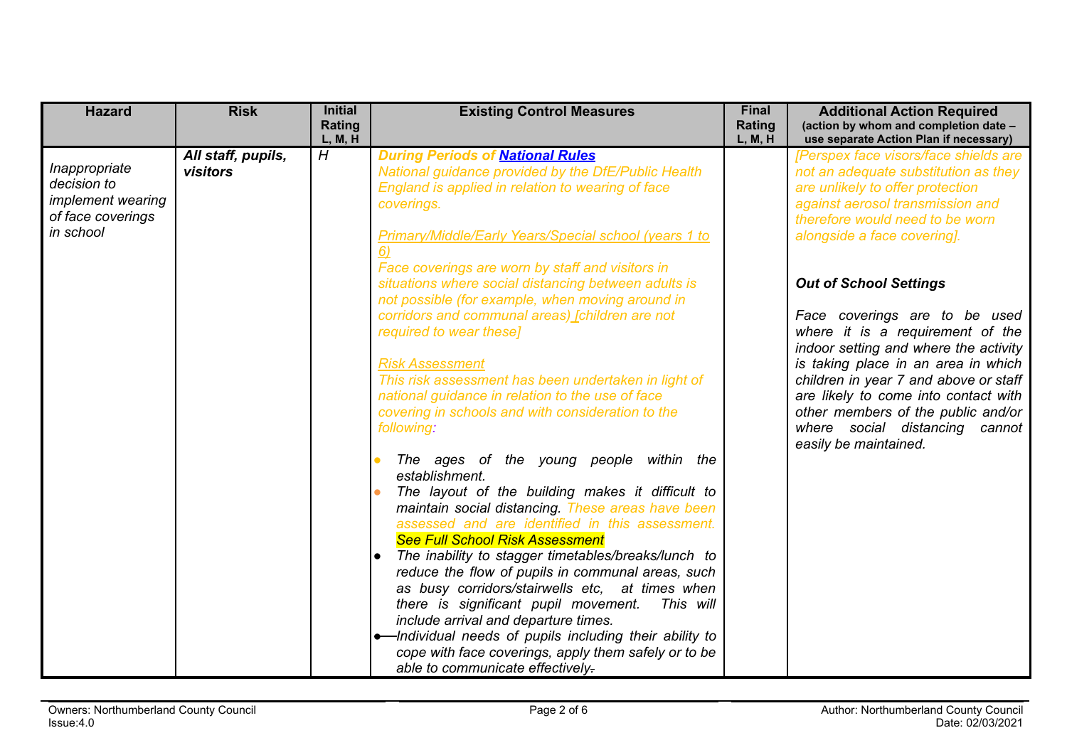| Hazard | Risk | Initial Rating L, M, H | Existing Control Measures | Final Rating L, M, H | Additional Action Required (action by whom and completion date – use separate Action Plan if necessary) |
|---|---|---|---|---|---|
| *Inappropriate decision to implement wearing of face coverings in school* | ***All staff, pupils, visitors*** | *H* | ***During Periods of National Rules***<br>*National guidance provided by the DfE/Public Health England is applied in relation to wearing of face coverings.*<br><br>*Primary/Middle/Early Years/Special school (years 1 to 6)*<br>*Face coverings are worn by staff and visitors in situations where social distancing between adults is not possible (for example, when moving around in corridors and communal areas) [children are not required to wear these]*<br><br>*Risk Assessment*<br>*This risk assessment has been undertaken in light of national guidance in relation to the use of face covering in schools and with consideration to the following:*<br><br>• *The ages of the young people within the establishment.*<br>• *The layout of the building makes it difficult to maintain social distancing. These areas have been assessed and are identified in this assessment. See Full School Risk Assessment*<br>• *The inability to stagger timetables/breaks/lunch to reduce the flow of pupils in communal areas, such as busy corridors/stairwells etc, at times when there is significant pupil movement. This will include arrival and departure times.*<br>• *Individual needs of pupils including their ability to cope with face coverings, apply them safely or to be able to communicate effectively.* | | *[Perspex face visors/face shields are not an adequate substitution as they are unlikely to offer protection against aerosol transmission and therefore would need to be worn alongside a face covering].*<br><br>***Out of School Settings***<br><br>*Face coverings are to be used where it is a requirement of the indoor setting and where the activity is taking place in an area in which children in year 7 and above or staff are likely to come into contact with other members of the public and/or where social distancing cannot easily be maintained.* |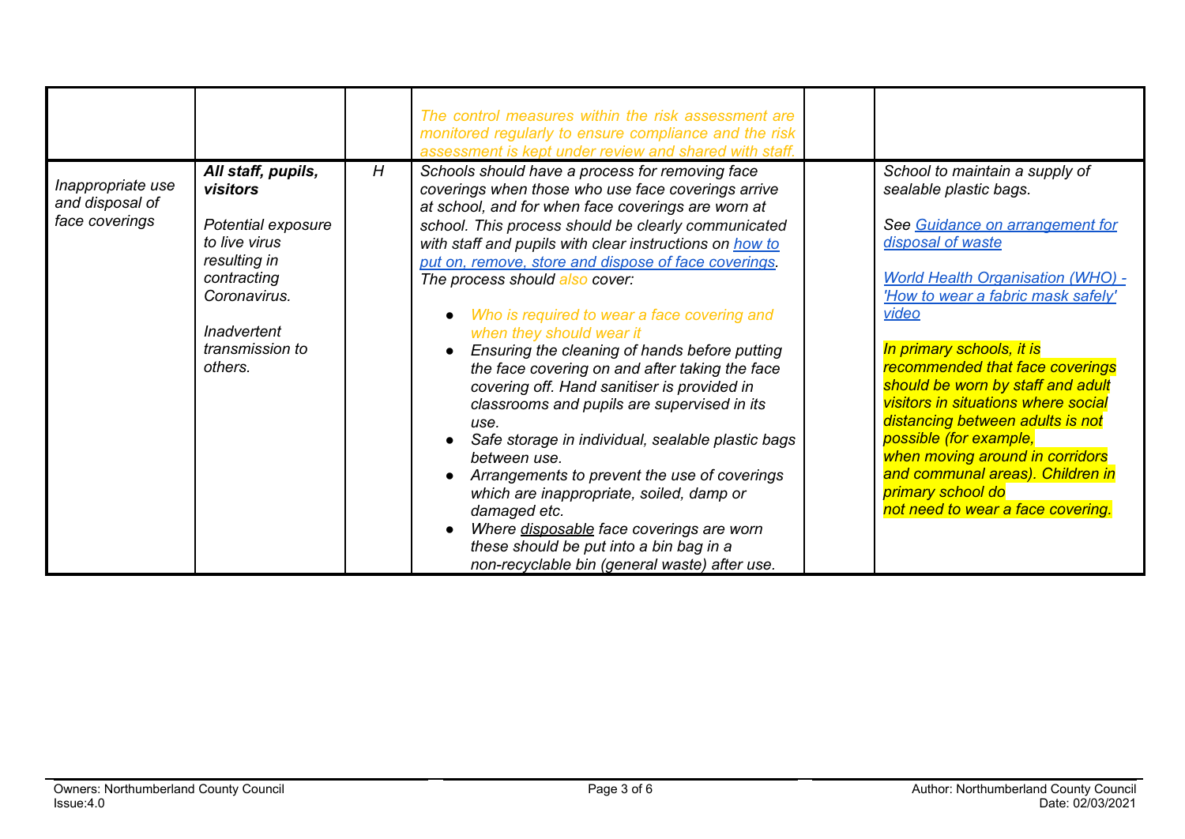| | | | | | |
|---|---|---|---|---|---|
| | | | *The control measures within the risk assessment are monitored regularly to ensure compliance and the risk assessment is kept under review and shared with staff.* | | |
| *Inappropriate use and disposal of face coverings* | ***All staff, pupils, visitors***<br><br>*Potential exposure to live virus resulting in contracting Coronavirus.*<br><br>*Inadvertent transmission to others.* | *H* | *Schools should have a process for removing face coverings when those who use face coverings arrive at school, and for when face coverings are worn at school. This process should be clearly communicated with staff and pupils with clear instructions on how to put on, remove, store and dispose of face coverings. The process should also cover:*<br><br>• *Who is required to wear a face covering and when they should wear it*<br>• *Ensuring the cleaning of hands before putting the face covering on and after taking the face covering off. Hand sanitiser is provided in classrooms and pupils are supervised in its use.*<br>• *Safe storage in individual, sealable plastic bags between use.*<br>• *Arrangements to prevent the use of coverings which are inappropriate, soiled, damp or damaged etc.*<br>• *Where disposable face coverings are worn these should be put into a bin bag in a non-recyclable bin (general waste) after use.* | | *School to maintain a supply of sealable plastic bags.*<br><br>*See Guidance on arrangement for disposal of waste*<br><br>*World Health Organisation (WHO) - 'How to wear a fabric mask safely' video*<br><br>*In primary schools, it is recommended that face coverings should be worn by staff and adult visitors in situations where social distancing between adults is not possible (for example, when moving around in corridors and communal areas). Children in primary school do not need to wear a face covering.* |

Owners: Northumberland County Council
Issue:4.0

Author: Northumberland County Council
Date: 02/03/2021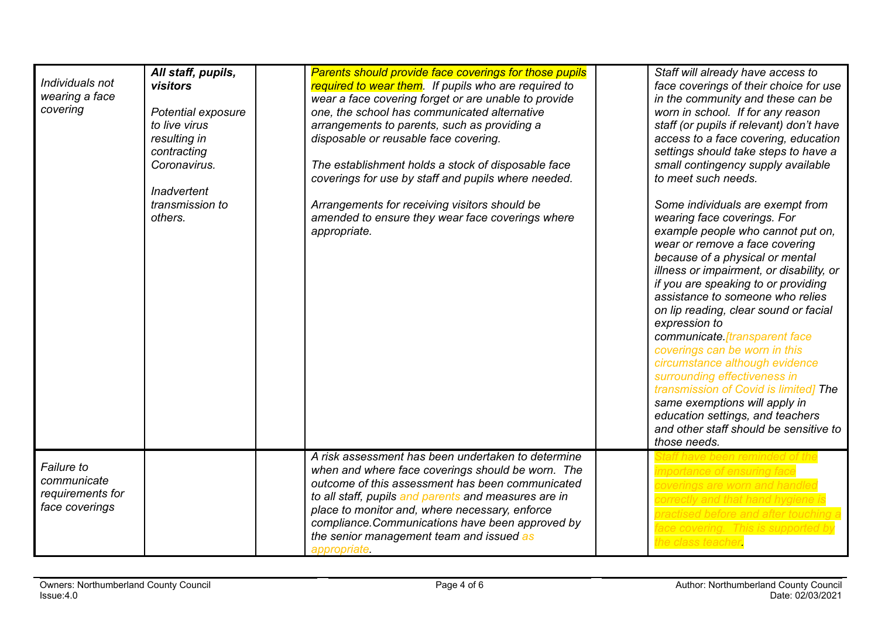| | | | | | |
|---|---|---|---|---|---|
| *Individuals not wearing a face covering* | ***All staff, pupils, visitors***<br><br>*Potential exposure to live virus resulting in contracting Coronavirus.*<br><br>*Inadvertent transmission to others.* | | *Parents should provide face coverings for those pupils required to wear them. If pupils who are required to wear a face covering forget or are unable to provide one, the school has communicated alternative arrangements to parents, such as providing a disposable or reusable face covering.*<br><br>*The establishment holds a stock of disposable face coverings for use by staff and pupils where needed.*<br><br>*Arrangements for receiving visitors should be amended to ensure they wear face coverings where appropriate.* | | *Staff will already have access to face coverings of their choice for use in the community and these can be worn in school. If for any reason staff (or pupils if relevant) don't have access to a face covering, education settings should take steps to have a small contingency supply available to meet such needs.*<br><br>*Some individuals are exempt from wearing face coverings. For example people who cannot put on, wear or remove a face covering because of a physical or mental illness or impairment, or disability, or if you are speaking to or providing assistance to someone who relies on lip reading, clear sound or facial expression to communicate.[transparent face coverings can be worn in this circumstance although evidence surrounding effectiveness in transmission of Covid is limited] The same exemptions will apply in education settings, and teachers and other staff should be sensitive to those needs.* |
| *Failure to communicate requirements for face coverings* | | | *A risk assessment has been undertaken to determine when and where face coverings should be worn. The outcome of this assessment has been communicated to all staff, pupils and parents and measures are in place to monitor and, where necessary, enforce compliance.Communications have been approved by the senior management team and issued as appropriate.* | | *Staff have been reminded of the importance of ensuring face coverings are worn and handled correctly and that hand hygiene is practised before and after touching a face covering. This is supported by the class teacher.* |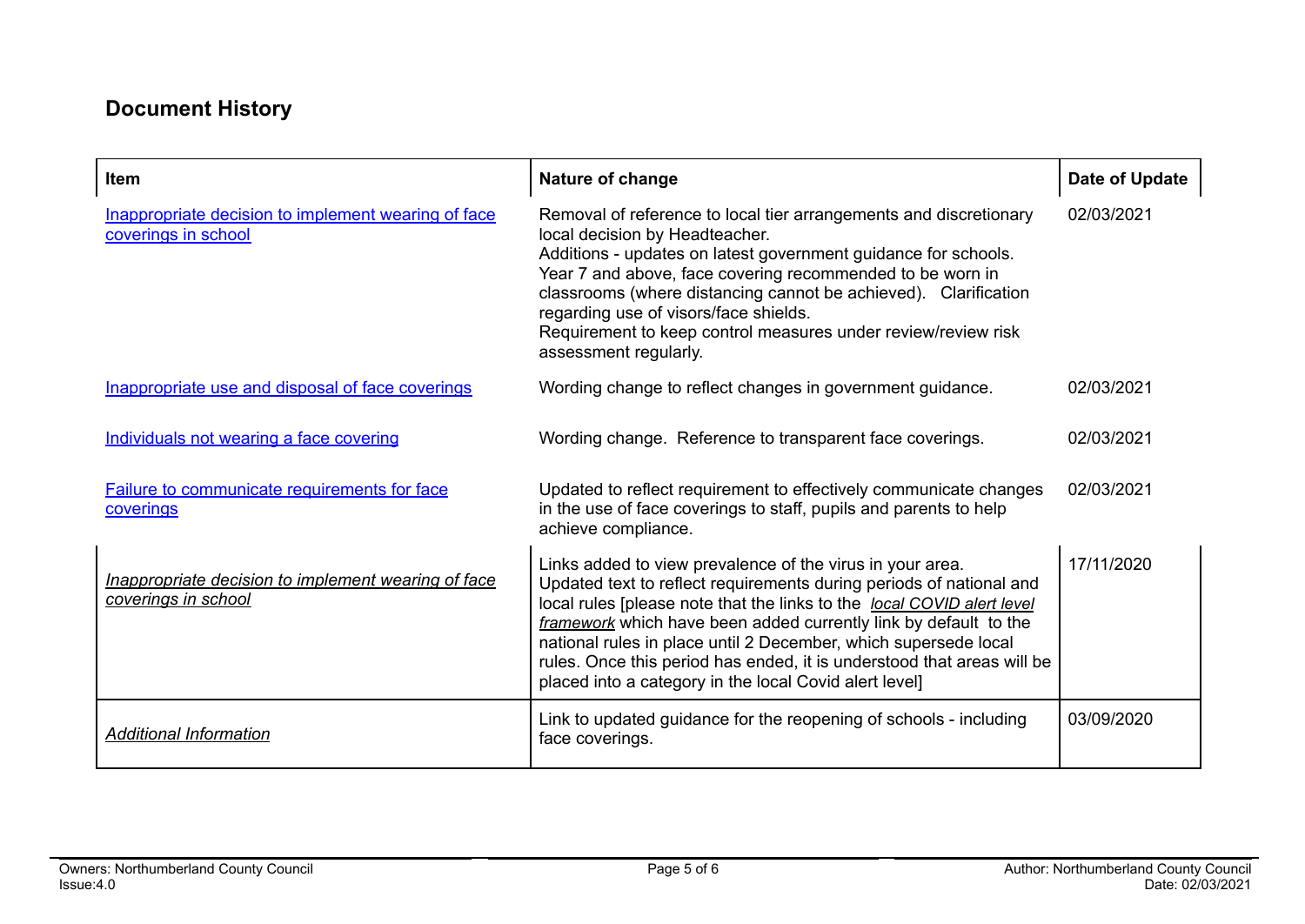## Document History

| Item | Nature of change | Date of Update |
|---|---|---|
| Inappropriate decision to implement wearing of face coverings in school | Removal of reference to local tier arrangements and discretionary local decision by Headteacher.<br>Additions - updates on latest government guidance for schools. Year 7 and above, face covering recommended to be worn in classrooms (where distancing cannot be achieved). Clarification regarding use of visors/face shields.<br>Requirement to keep control measures under review/review risk assessment regularly. | 02/03/2021 |
| Inappropriate use and disposal of face coverings | Wording change to reflect changes in government guidance. | 02/03/2021 |
| Individuals not wearing a face covering | Wording change. Reference to transparent face coverings. | 02/03/2021 |
| Failure to communicate requirements for face coverings | Updated to reflect requirement to effectively communicate changes in the use of face coverings to staff, pupils and parents to help achieve compliance. | 02/03/2021 |
| *Inappropriate decision to implement wearing of face coverings in school* | Links added to view prevalence of the virus in your area.<br>Updated text to reflect requirements during periods of national and local rules [please note that the links to the *local COVID alert level framework* which have been added currently link by default to the national rules in place until 2 December, which supersede local rules. Once this period has ended, it is understood that areas will be placed into a category in the local Covid alert level] | 17/11/2020 |
| *Additional Information* | Link to updated guidance for the reopening of schools - including face coverings. | 03/09/2020 |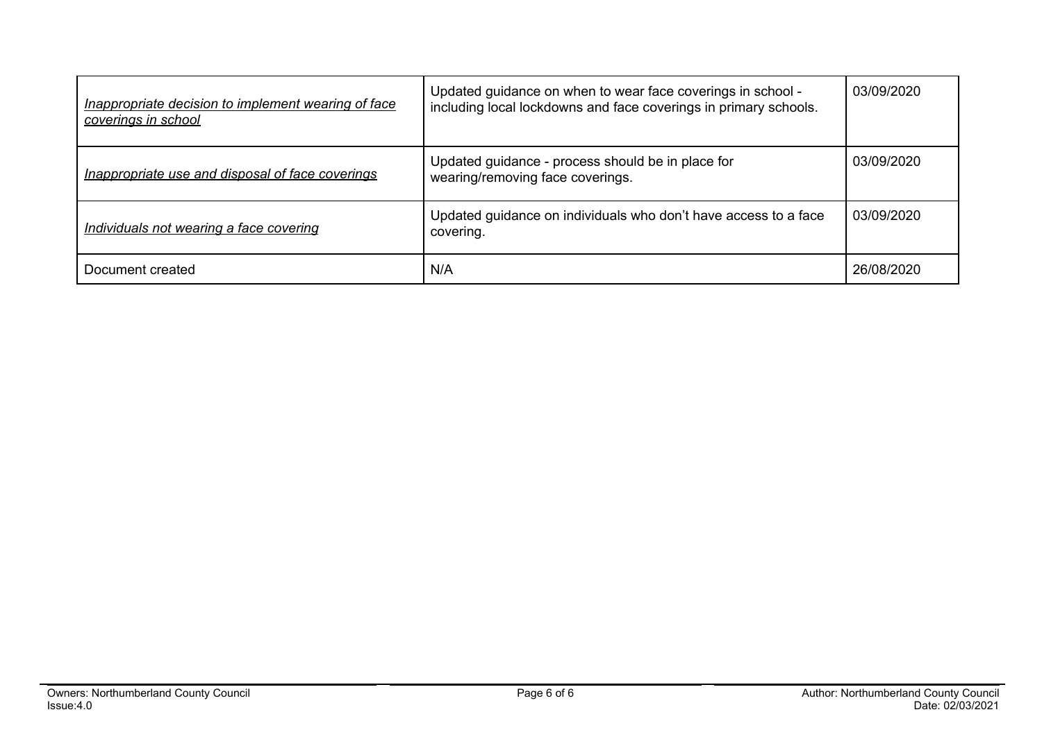| | | |
|---|---|---|
| *Inappropriate decision to implement wearing of face coverings in school* | Updated guidance on when to wear face coverings in school - including local lockdowns and face coverings in primary schools. | 03/09/2020 |
| *Inappropriate use and disposal of face coverings* | Updated guidance - process should be in place for wearing/removing face coverings. | 03/09/2020 |
| *Individuals not wearing a face covering* | Updated guidance on individuals who don't have access to a face covering. | 03/09/2020 |
| Document created | N/A | 26/08/2020 |